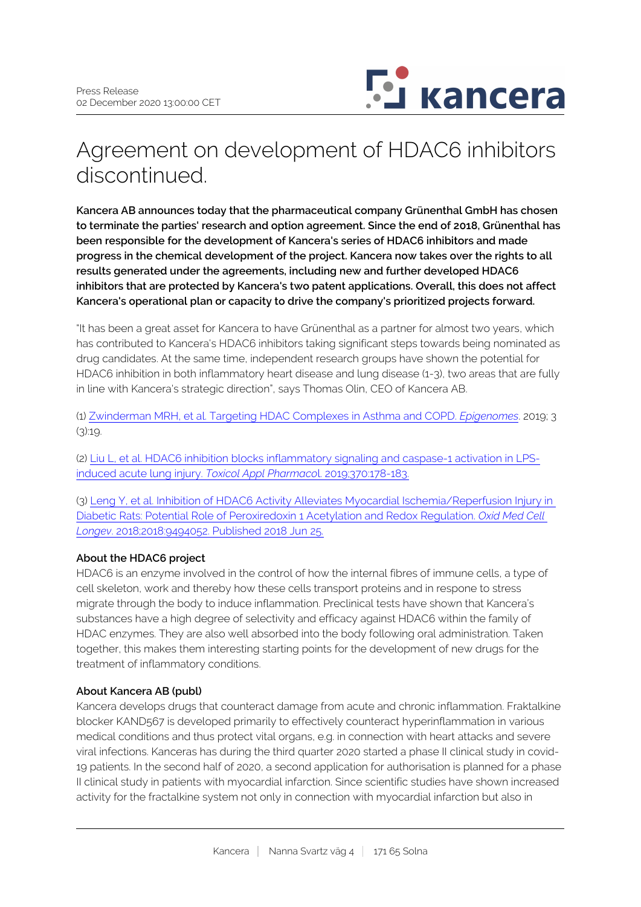Press Release
02 December 2020 13:00:00 CET

# Agreement on development of HDAC6 inhibitors discontinued.

**Kancera AB announces today that the pharmaceutical company Grünenthal GmbH has chosen to terminate the parties' research and option agreement. Since the end of 2018, Grünenthal has been responsible for the development of Kancera's series of HDAC6 inhibitors and made progress in the chemical development of the project. Kancera now takes over the rights to all results generated under the agreements, including new and further developed HDAC6 inhibitors that are protected by Kancera's two patent applications. Overall, this does not affect Kancera's operational plan or capacity to drive the company's prioritized projects forward.**

"It has been a great asset for Kancera to have Grünenthal as a partner for almost two years, which has contributed to Kancera's HDAC6 inhibitors taking significant steps towards being nominated as drug candidates. At the same time, independent research groups have shown the potential for HDAC6 inhibition in both inflammatory heart disease and lung disease (1-3), two areas that are fully in line with Kancera's strategic direction", says Thomas Olin, CEO of Kancera AB.

(1) Zwinderman MRH, et al. Targeting HDAC Complexes in Asthma and COPD. *Epigenomes*. 2019; 3 (3):19.

(2) Liu L, et al. HDAC6 inhibition blocks inflammatory signaling and caspase-1 activation in LPS-induced acute lung injury. *Toxicol Appl Pharmacol*. 2019;370:178-183.

(3) Leng Y, et al. Inhibition of HDAC6 Activity Alleviates Myocardial Ischemia/Reperfusion Injury in Diabetic Rats: Potential Role of Peroxiredoxin 1 Acetylation and Redox Regulation. *Oxid Med Cell Longev*. 2018;2018:9494052. Published 2018 Jun 25.

**About the HDAC6 project**

HDAC6 is an enzyme involved in the control of how the internal fibres of immune cells, a type of cell skeleton, work and thereby how these cells transport proteins and in respone to stress migrate through the body to induce inflammation. Preclinical tests have shown that Kancera's substances have a high degree of selectivity and efficacy against HDAC6 within the family of HDAC enzymes. They are also well absorbed into the body following oral administration. Taken together, this makes them interesting starting points for the development of new drugs for the treatment of inflammatory conditions.

**About Kancera AB (publ)**

Kancera develops drugs that counteract damage from acute and chronic inflammation. Fraktalkine blocker KAND567 is developed primarily to effectively counteract hyperinflammation in various medical conditions and thus protect vital organs, e.g. in connection with heart attacks and severe viral infections. Kanceras has during the third quarter 2020 started a phase II clinical study in covid-19 patients. In the second half of 2020, a second application for authorisation is planned for a phase II clinical study in patients with myocardial infarction. Since scientific studies have shown increased activity for the fractalkine system not only in connection with myocardial infarction but also in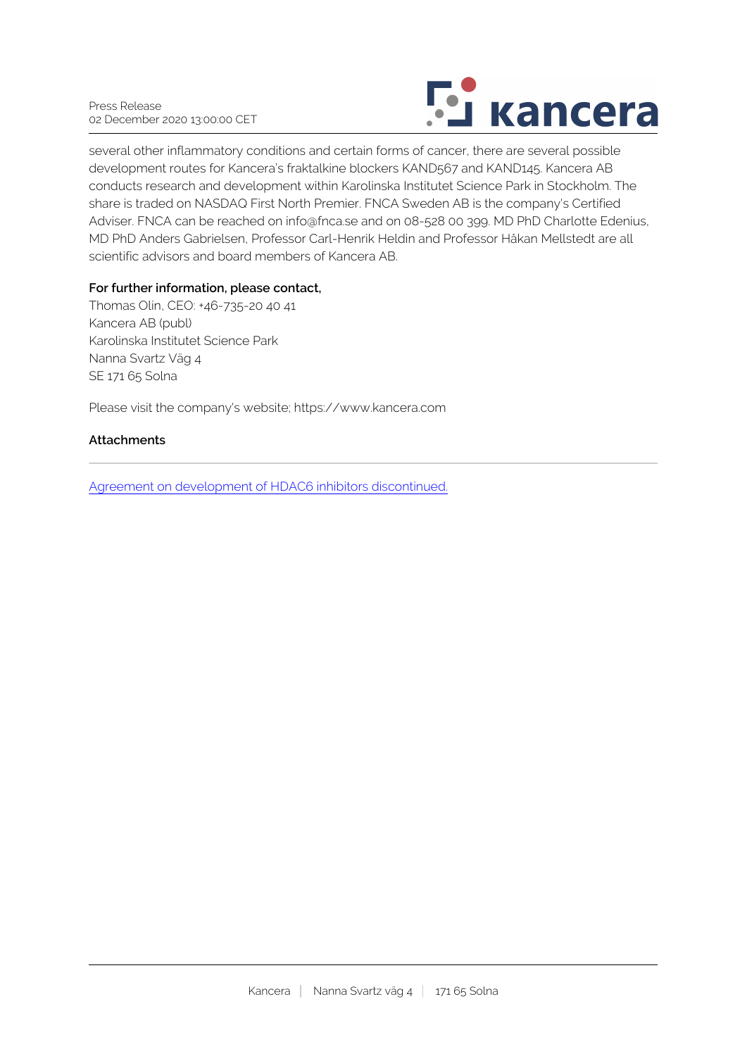several other inflammatory conditions and certain forms of cancer, there are several possible development routes for Kancera's fraktalkine blockers KAND567 and KAND145. Kancera AB conducts research and development within Karolinska Institutet Science Park in Stockholm. The share is traded on NASDAQ First North Premier. FNCA Sweden AB is the company's Certified Adviser. FNCA can be reached on info@fnca.se and on 08-528 00 399. MD PhD Charlotte Edenius, MD PhD Anders Gabrielsen, Professor Carl-Henrik Heldin and Professor Håkan Mellstedt are all scientific advisors and board members of Kancera AB.

**For further information, please contact,**

Thomas Olin, CEO: +46-735-20 40 41
Kancera AB (publ)
Karolinska Institutet Science Park
Nanna Svartz Väg 4
SE 171 65 Solna

Please visit the company's website; https://www.kancera.com

**Attachments**

---

Agreement on development of HDAC6 inhibitors discontinued.